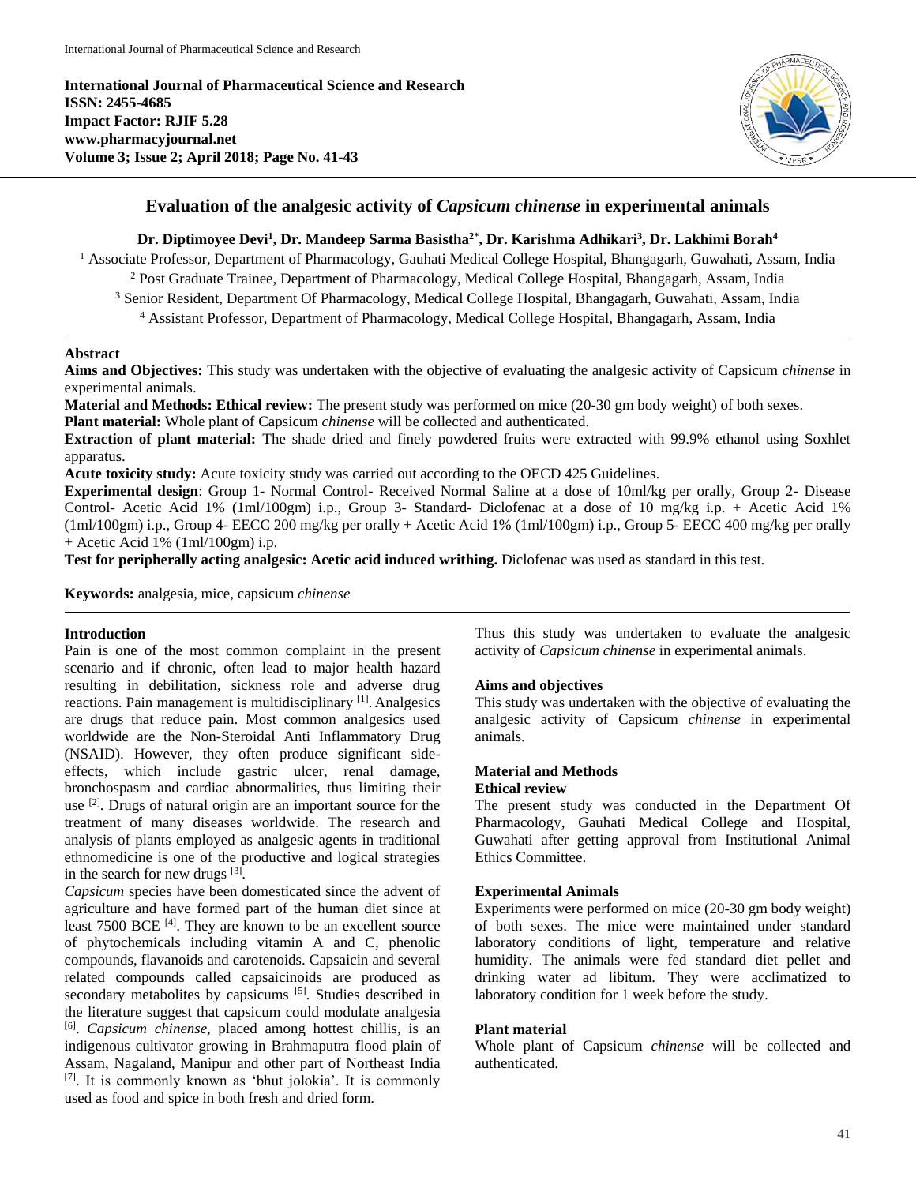# Evaluation of the analgesic activity of *Capsicum chinense* in experimental animals

**Dr. Diptimoyee Devi[1], Dr. Mandeep Sarma Basistha[2*], Dr. Karishma Adhikari[3], Dr. Lakhimi Borah[4]**

[1] Associate Professor, Department of Pharmacology, Gauhati Medical College Hospital, Bhangagarh, Guwahati, Assam, India
[2] Post Graduate Trainee, Department of Pharmacology, Medical College Hospital, Bhangagarh, Assam, India
[3] Senior Resident, Department Of Pharmacology, Medical College Hospital, Bhangagarh, Guwahati, Assam, India
[4] Assistant Professor, Department of Pharmacology, Medical College Hospital, Bhangagarh, Assam, India

## Abstract

**Aims and Objectives:** This study was undertaken with the objective of evaluating the analgesic activity of Capsicum *chinense* in experimental animals.

**Material and Methods: Ethical review:** The present study was performed on mice (20-30 gm body weight) of both sexes.

**Plant material:** Whole plant of Capsicum *chinense* will be collected and authenticated.

**Extraction of plant material:** The shade dried and finely powdered fruits were extracted with 99.9% ethanol using Soxhlet apparatus.

**Acute toxicity study:** Acute toxicity study was carried out according to the OECD 425 Guidelines.

**Experimental design**: Group 1- Normal Control- Received Normal Saline at a dose of 10ml/kg per orally, Group 2- Disease Control- Acetic Acid 1% (1ml/100gm) i.p., Group 3- Standard- Diclofenac at a dose of 10 mg/kg i.p. + Acetic Acid 1% (1ml/100gm) i.p., Group 4- EECC 200 mg/kg per orally + Acetic Acid 1% (1ml/100gm) i.p., Group 5- EECC 400 mg/kg per orally + Acetic Acid 1% (1ml/100gm) i.p.

**Test for peripherally acting analgesic: Acetic acid induced writhing.** Diclofenac was used as standard in this test.

**Keywords:** analgesia, mice, capsicum *chinense*

## Introduction

Pain is one of the most common complaint in the present scenario and if chronic, often lead to major health hazard resulting in debilitation, sickness role and adverse drug reactions. Pain management is multidisciplinary [1]. Analgesics are drugs that reduce pain. Most common analgesics used worldwide are the Non-Steroidal Anti Inflammatory Drug (NSAID). However, they often produce significant side-effects, which include gastric ulcer, renal damage, bronchospasm and cardiac abnormalities, thus limiting their use [2]. Drugs of natural origin are an important source for the treatment of many diseases worldwide. The research and analysis of plants employed as analgesic agents in traditional ethnomedicine is one of the productive and logical strategies in the search for new drugs [3].

*Capsicum* species have been domesticated since the advent of agriculture and have formed part of the human diet since at least 7500 BCE [4]. They are known to be an excellent source of phytochemicals including vitamin A and C, phenolic compounds, flavanoids and carotenoids. Capsaicin and several related compounds called capsaicinoids are produced as secondary metabolites by capsicums [5]. Studies described in the literature suggest that capsicum could modulate analgesia [6]. *Capsicum chinense*, placed among hottest chillis, is an indigenous cultivator growing in Brahmaputra flood plain of Assam, Nagaland, Manipur and other part of Northeast India [7]. It is commonly known as 'bhut jolokia'. It is commonly used as food and spice in both fresh and dried form.

Thus this study was undertaken to evaluate the analgesic activity of *Capsicum chinense* in experimental animals.

## Aims and objectives

This study was undertaken with the objective of evaluating the analgesic activity of Capsicum *chinense* in experimental animals.

## Material and Methods

### Ethical review

The present study was conducted in the Department Of Pharmacology, Gauhati Medical College and Hospital, Guwahati after getting approval from Institutional Animal Ethics Committee.

### Experimental Animals

Experiments were performed on mice (20-30 gm body weight) of both sexes. The mice were maintained under standard laboratory conditions of light, temperature and relative humidity. The animals were fed standard diet pellet and drinking water ad libitum. They were acclimatized to laboratory condition for 1 week before the study.

### Plant material

Whole plant of Capsicum *chinense* will be collected and authenticated.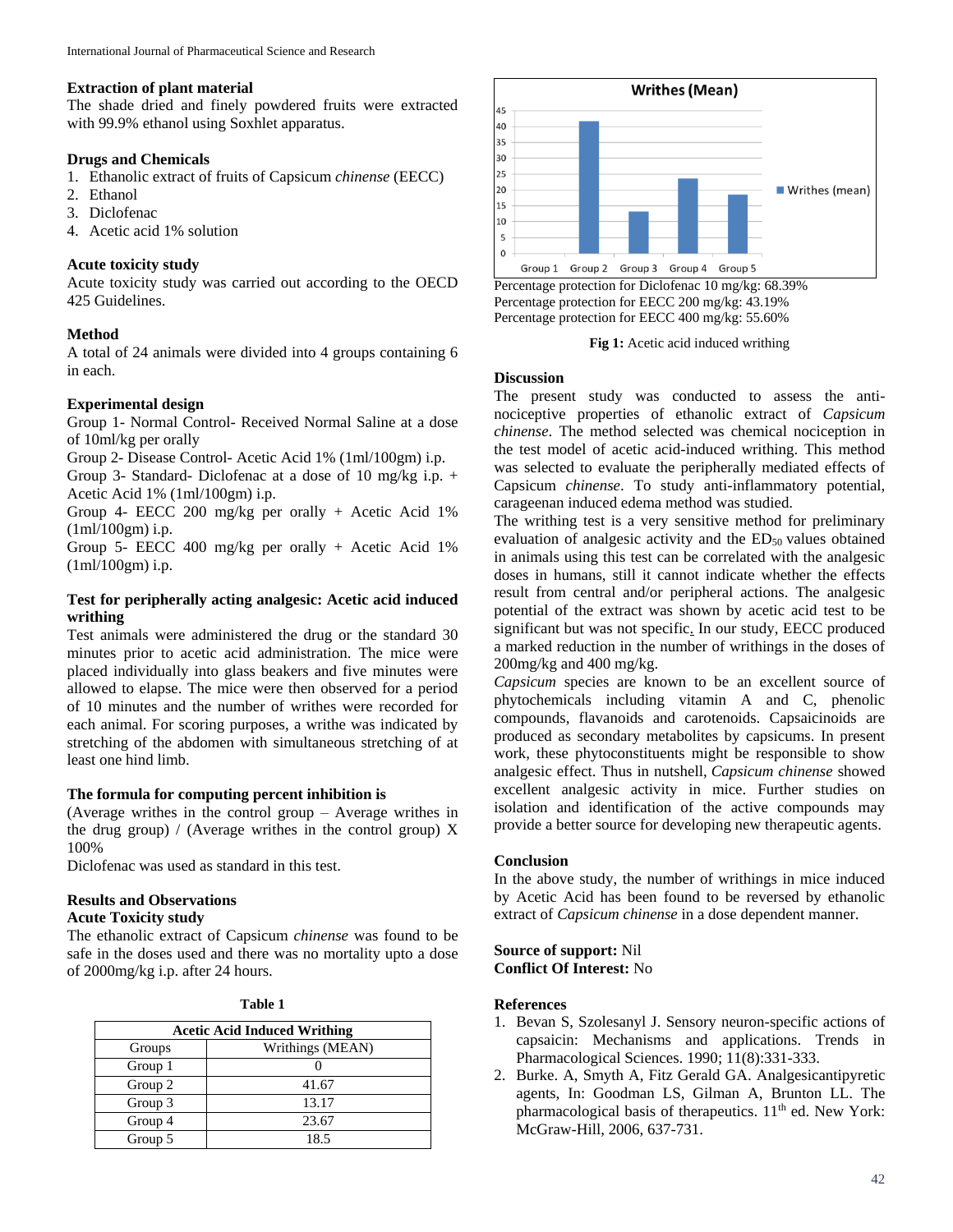### Extraction of plant material

The shade dried and finely powdered fruits were extracted with 99.9% ethanol using Soxhlet apparatus.

### Drugs and Chemicals

1. Ethanolic extract of fruits of Capsicum *chinense* (EECC)
2. Ethanol
3. Diclofenac
4. Acetic acid 1% solution

### Acute toxicity study

Acute toxicity study was carried out according to the OECD 425 Guidelines.

### Method

A total of 24 animals were divided into 4 groups containing 6 in each.

### Experimental design

Group 1- Normal Control- Received Normal Saline at a dose of 10ml/kg per orally

Group 2- Disease Control- Acetic Acid 1% (1ml/100gm) i.p.

Group 3- Standard- Diclofenac at a dose of 10 mg/kg i.p. + Acetic Acid 1% (1ml/100gm) i.p.

Group 4- EECC 200 mg/kg per orally + Acetic Acid 1% (1ml/100gm) i.p.

Group 5- EECC 400 mg/kg per orally + Acetic Acid 1% (1ml/100gm) i.p.

### Test for peripherally acting analgesic: Acetic acid induced writhing

Test animals were administered the drug or the standard 30 minutes prior to acetic acid administration. The mice were placed individually into glass beakers and five minutes were allowed to elapse. The mice were then observed for a period of 10 minutes and the number of writhes were recorded for each animal. For scoring purposes, a writhe was indicated by stretching of the abdomen with simultaneous stretching of at least one hind limb.

### The formula for computing percent inhibition is

(Average writhes in the control group – Average writhes in the drug group) / (Average writhes in the control group) X 100%

Diclofenac was used as standard in this test.

### Results and Observations

### Acute Toxicity study

The ethanolic extract of Capsicum *chinense* was found to be safe in the doses used and there was no mortality upto a dose of 2000mg/kg i.p. after 24 hours.

**Table 1**

| Acetic Acid Induced Writhing | |
|---|---|
| Groups | Writhings (MEAN) |
| Group 1 | 0 |
| Group 2 | 41.67 |
| Group 3 | 13.17 |
| Group 4 | 23.67 |
| Group 5 | 18.5 |

Percentage protection for Diclofenac 10 mg/kg: 68.39%
Percentage protection for EECC 200 mg/kg: 43.19%
Percentage protection for EECC 400 mg/kg: 55.60%

**Fig 1:** Acetic acid induced writhing

### Discussion

The present study was conducted to assess the anti-nociceptive properties of ethanolic extract of *Capsicum chinense*. The method selected was chemical nociception in the test model of acetic acid-induced writhing. This method was selected to evaluate the peripherally mediated effects of Capsicum *chinense*. To study anti-inflammatory potential, carageenan induced edema method was studied.

The writhing test is a very sensitive method for preliminary evaluation of analgesic activity and the $ED_{50}$ values obtained in animals using this test can be correlated with the analgesic doses in humans, still it cannot indicate whether the effects result from central and/or peripheral actions. The analgesic potential of the extract was shown by acetic acid test to be significant but was not specific. In our study, EECC produced a marked reduction in the number of writhings in the doses of 200mg/kg and 400 mg/kg.

*Capsicum* species are known to be an excellent source of phytochemicals including vitamin A and C, phenolic compounds, flavanoids and carotenoids. Capsaicinoids are produced as secondary metabolites by capsicums. In present work, these phytoconstituents might be responsible to show analgesic effect. Thus in nutshell, *Capsicum chinense* showed excellent analgesic activity in mice. Further studies on isolation and identification of the active compounds may provide a better source for developing new therapeutic agents.

### Conclusion

In the above study, the number of writhings in mice induced by Acetic Acid has been found to be reversed by ethanolic extract of *Capsicum chinense* in a dose dependent manner.

**Source of support:** Nil
**Conflict Of Interest:** No

### References

1. Bevan S, Szolesanyl J. Sensory neuron-specific actions of capsaicin: Mechanisms and applications. Trends in Pharmacological Sciences. 1990; 11(8):331-333.
2. Burke. A, Smyth A, Fitz Gerald GA. Analgesicantipyretic agents, In: Goodman LS, Gilman A, Brunton LL. The pharmacological basis of therapeutics. 11th ed. New York: McGraw-Hill, 2006, 637-731.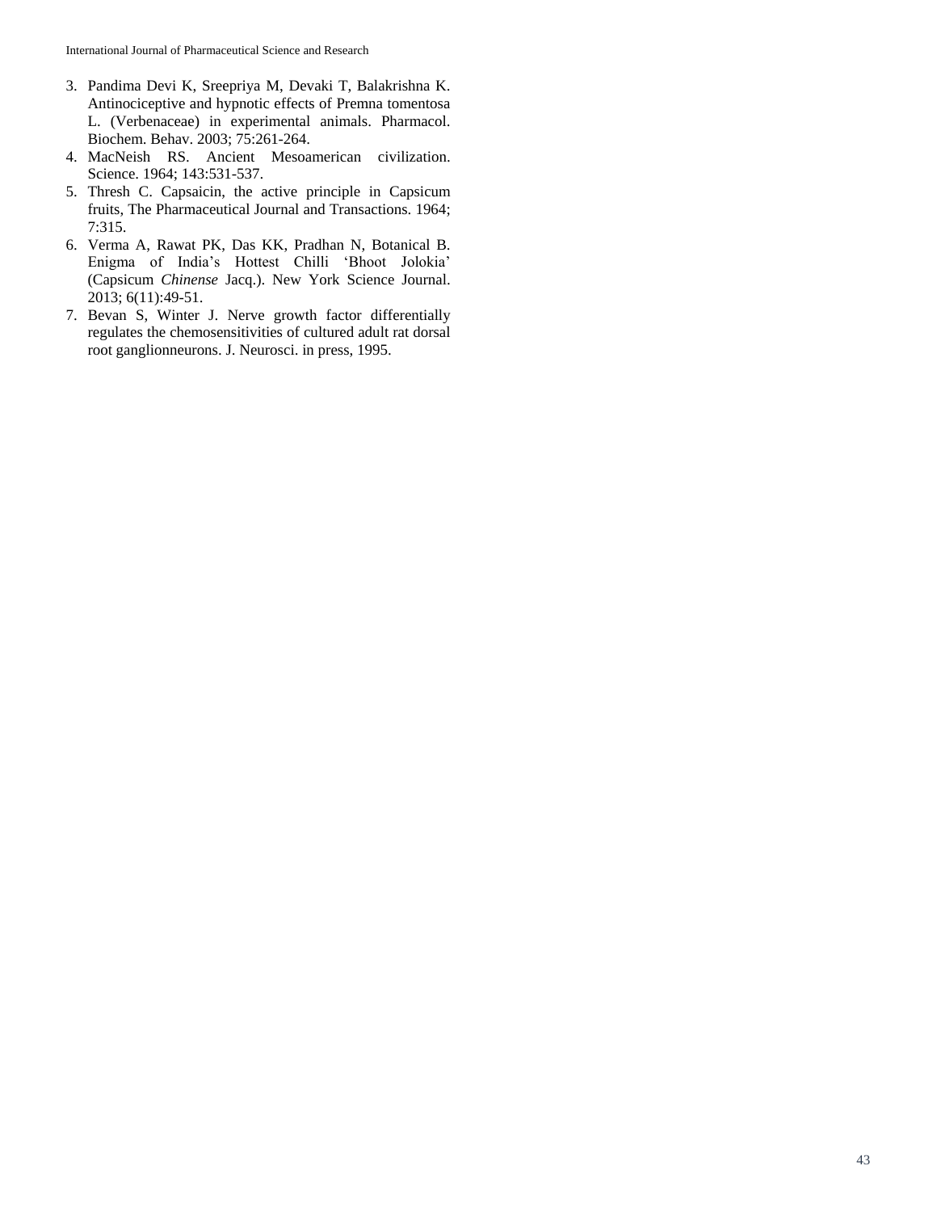3. Pandima Devi K, Sreepriya M, Devaki T, Balakrishna K. Antinociceptive and hypnotic effects of Premna tomentosa L. (Verbenaceae) in experimental animals. Pharmacol. Biochem. Behav. 2003; 75:261-264.
4. MacNeish RS. Ancient Mesoamerican civilization. Science. 1964; 143:531-537.
5. Thresh C. Capsaicin, the active principle in Capsicum fruits, The Pharmaceutical Journal and Transactions. 1964; 7:315.
6. Verma A, Rawat PK, Das KK, Pradhan N, Botanical B. Enigma of India's Hottest Chilli 'Bhoot Jolokia' (Capsicum *Chinense* Jacq.). New York Science Journal. 2013; 6(11):49-51.
7. Bevan S, Winter J. Nerve growth factor differentially regulates the chemosensitivities of cultured adult rat dorsal root ganglionneurons. J. Neurosci. in press, 1995.